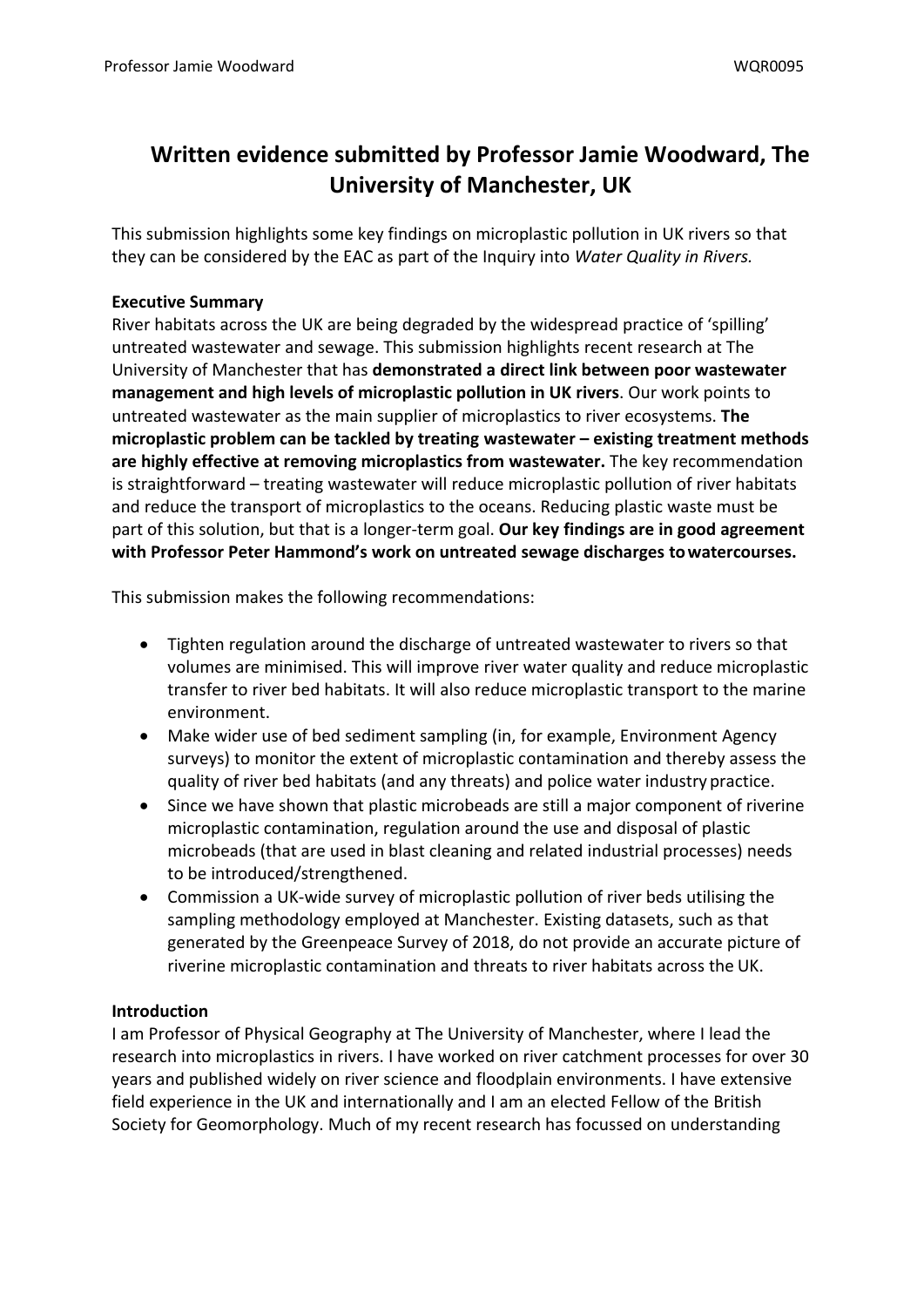# Written evidence submitted by Professor Jamie Woodward, The University of Manchester, UK

This submission highlights some key findings on microplastic pollution in UK rivers so that they can be considered by the EAC as part of the Inquiry into *Water Quality in Rivers.*

**Executive Summary**

River habitats across the UK are being degraded by the widespread practice of 'spilling' untreated wastewater and sewage. This submission highlights recent research at The University of Manchester that has **demonstrated a direct link between poor wastewater management and high levels of microplastic pollution in UK rivers**. Our work points to untreated wastewater as the main supplier of microplastics to river ecosystems. **The microplastic problem can be tackled by treating wastewater – existing treatment methods are highly effective at removing microplastics from wastewater.** The key recommendation is straightforward – treating wastewater will reduce microplastic pollution of river habitats and reduce the transport of microplastics to the oceans. Reducing plastic waste must be part of this solution, but that is a longer-term goal. **Our key findings are in good agreement with Professor Peter Hammond's work on untreated sewage discharges to watercourses.**

This submission makes the following recommendations:

- Tighten regulation around the discharge of untreated wastewater to rivers so that volumes are minimised. This will improve river water quality and reduce microplastic transfer to river bed habitats. It will also reduce microplastic transport to the marine environment.
- Make wider use of bed sediment sampling (in, for example, Environment Agency surveys) to monitor the extent of microplastic contamination and thereby assess the quality of river bed habitats (and any threats) and police water industry practice.
- Since we have shown that plastic microbeads are still a major component of riverine microplastic contamination, regulation around the use and disposal of plastic microbeads (that are used in blast cleaning and related industrial processes) needs to be introduced/strengthened.
- Commission a UK-wide survey of microplastic pollution of river beds utilising the sampling methodology employed at Manchester. Existing datasets, such as that generated by the Greenpeace Survey of 2018, do not provide an accurate picture of riverine microplastic contamination and threats to river habitats across the UK.

**Introduction**

I am Professor of Physical Geography at The University of Manchester, where I lead the research into microplastics in rivers. I have worked on river catchment processes for over 30 years and published widely on river science and floodplain environments. I have extensive field experience in the UK and internationally and I am an elected Fellow of the British Society for Geomorphology. Much of my recent research has focussed on understanding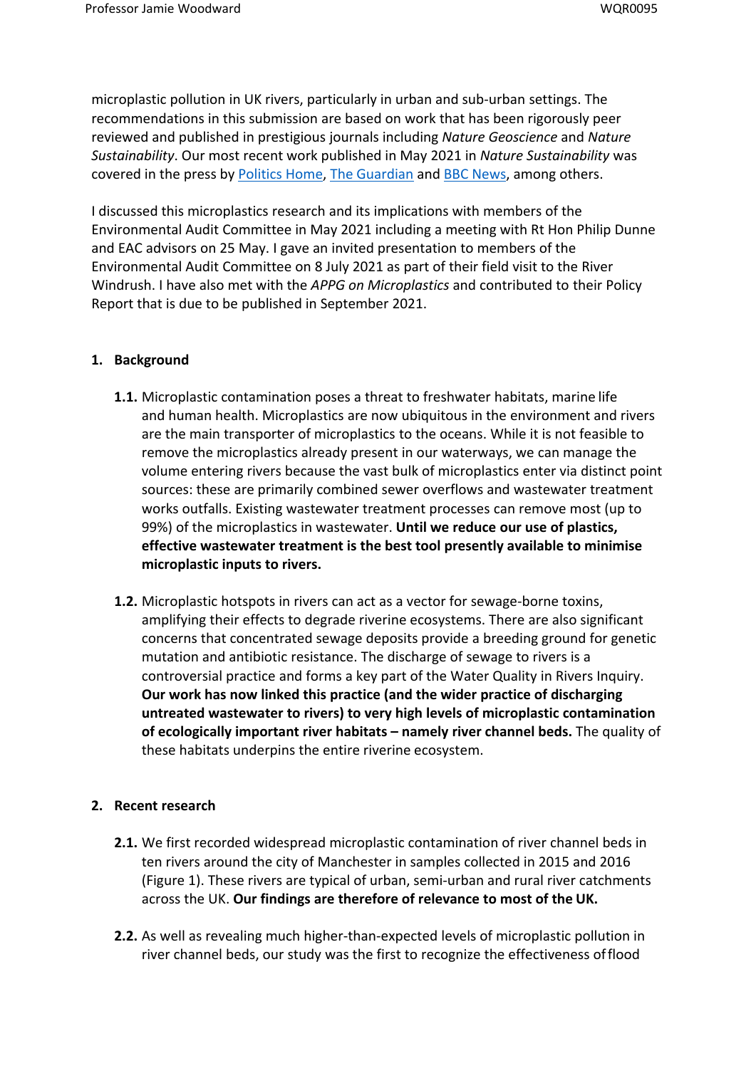microplastic pollution in UK rivers, particularly in urban and sub-urban settings. The recommendations in this submission are based on work that has been rigorously peer reviewed and published in prestigious journals including *Nature Geoscience* and *Nature Sustainability*. Our most recent work published in May 2021 in *Nature Sustainability* was covered in the press by Politics Home, The Guardian and BBC News, among others.

I discussed this microplastics research and its implications with members of the Environmental Audit Committee in May 2021 including a meeting with Rt Hon Philip Dunne and EAC advisors on 25 May. I gave an invited presentation to members of the Environmental Audit Committee on 8 July 2021 as part of their field visit to the River Windrush. I have also met with the *APPG on Microplastics* and contributed to their Policy Report that is due to be published in September 2021.

## 1. Background

**1.1.** Microplastic contamination poses a threat to freshwater habitats, marine life and human health. Microplastics are now ubiquitous in the environment and rivers are the main transporter of microplastics to the oceans. While it is not feasible to remove the microplastics already present in our waterways, we can manage the volume entering rivers because the vast bulk of microplastics enter via distinct point sources: these are primarily combined sewer overflows and wastewater treatment works outfalls. Existing wastewater treatment processes can remove most (up to 99%) of the microplastics in wastewater. **Until we reduce our use of plastics, effective wastewater treatment is the best tool presently available to minimise microplastic inputs to rivers.**

**1.2.** Microplastic hotspots in rivers can act as a vector for sewage-borne toxins, amplifying their effects to degrade riverine ecosystems. There are also significant concerns that concentrated sewage deposits provide a breeding ground for genetic mutation and antibiotic resistance. The discharge of sewage to rivers is a controversial practice and forms a key part of the Water Quality in Rivers Inquiry. **Our work has now linked this practice (and the wider practice of discharging untreated wastewater to rivers) to very high levels of microplastic contamination of ecologically important river habitats – namely river channel beds.** The quality of these habitats underpins the entire riverine ecosystem.

## 2. Recent research

**2.1.** We first recorded widespread microplastic contamination of river channel beds in ten rivers around the city of Manchester in samples collected in 2015 and 2016 (Figure 1). These rivers are typical of urban, semi-urban and rural river catchments across the UK. **Our findings are therefore of relevance to most of the UK.**

**2.2.** As well as revealing much higher-than-expected levels of microplastic pollution in river channel beds, our study was the first to recognize the effectiveness of flood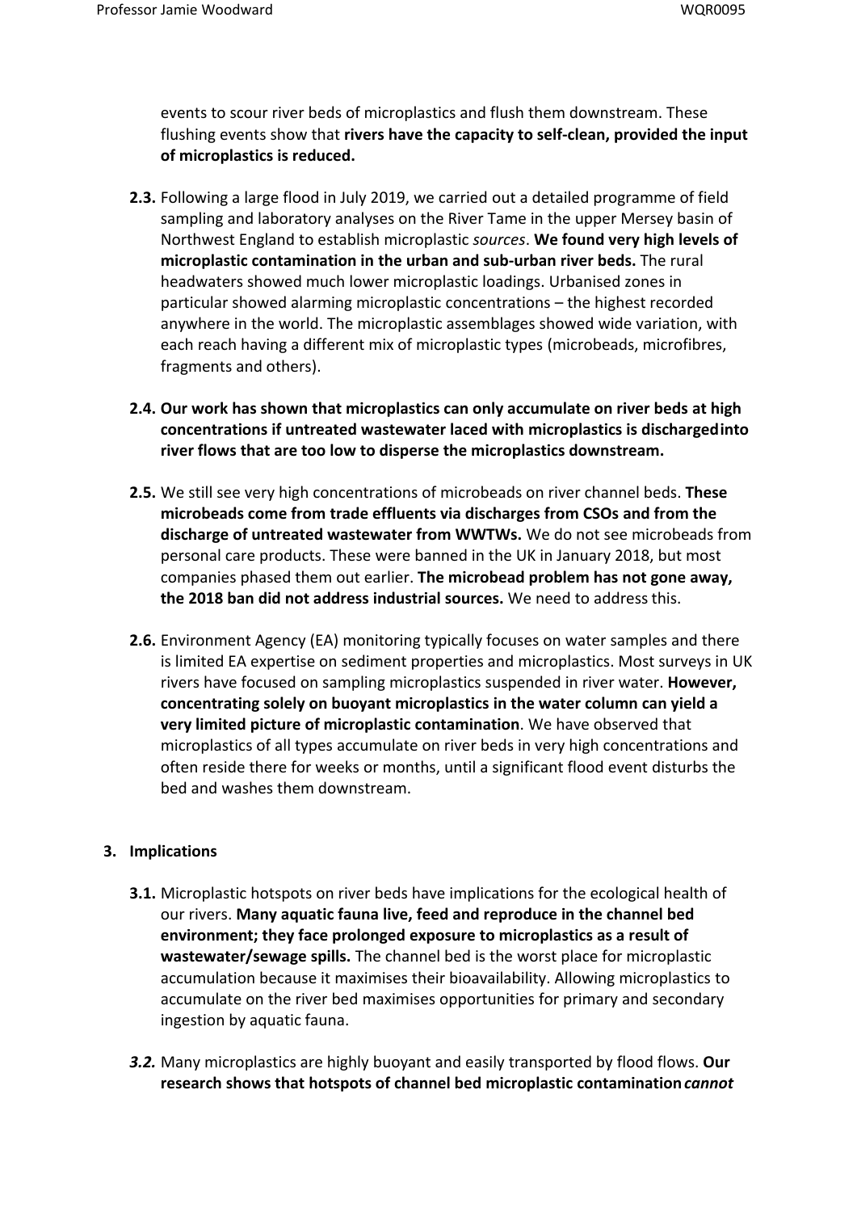events to scour river beds of microplastics and flush them downstream. These flushing events show that **rivers have the capacity to self-clean, provided the input of microplastics is reduced.**

**2.3.** Following a large flood in July 2019, we carried out a detailed programme of field sampling and laboratory analyses on the River Tame in the upper Mersey basin of Northwest England to establish microplastic *sources*. **We found very high levels of microplastic contamination in the urban and sub-urban river beds.** The rural headwaters showed much lower microplastic loadings. Urbanised zones in particular showed alarming microplastic concentrations – the highest recorded anywhere in the world. The microplastic assemblages showed wide variation, with each reach having a different mix of microplastic types (microbeads, microfibres, fragments and others).

**2.4. Our work has shown that microplastics can only accumulate on river beds at high concentrations if untreated wastewater laced with microplastics is discharged into river flows that are too low to disperse the microplastics downstream.**

**2.5.** We still see very high concentrations of microbeads on river channel beds. **These microbeads come from trade effluents via discharges from CSOs and from the discharge of untreated wastewater from WWTWs.** We do not see microbeads from personal care products. These were banned in the UK in January 2018, but most companies phased them out earlier. **The microbead problem has not gone away, the 2018 ban did not address industrial sources.** We need to address this.

**2.6.** Environment Agency (EA) monitoring typically focuses on water samples and there is limited EA expertise on sediment properties and microplastics. Most surveys in UK rivers have focused on sampling microplastics suspended in river water. **However, concentrating solely on buoyant microplastics in the water column can yield a very limited picture of microplastic contamination**. We have observed that microplastics of all types accumulate on river beds in very high concentrations and often reside there for weeks or months, until a significant flood event disturbs the bed and washes them downstream.

## 3. Implications

**3.1.** Microplastic hotspots on river beds have implications for the ecological health of our rivers. **Many aquatic fauna live, feed and reproduce in the channel bed environment; they face prolonged exposure to microplastics as a result of wastewater/sewage spills.** The channel bed is the worst place for microplastic accumulation because it maximises their bioavailability. Allowing microplastics to accumulate on the river bed maximises opportunities for primary and secondary ingestion by aquatic fauna.

***3.2.*** Many microplastics are highly buoyant and easily transported by flood flows. **Our research shows that hotspots of channel bed microplastic contamination *cannot***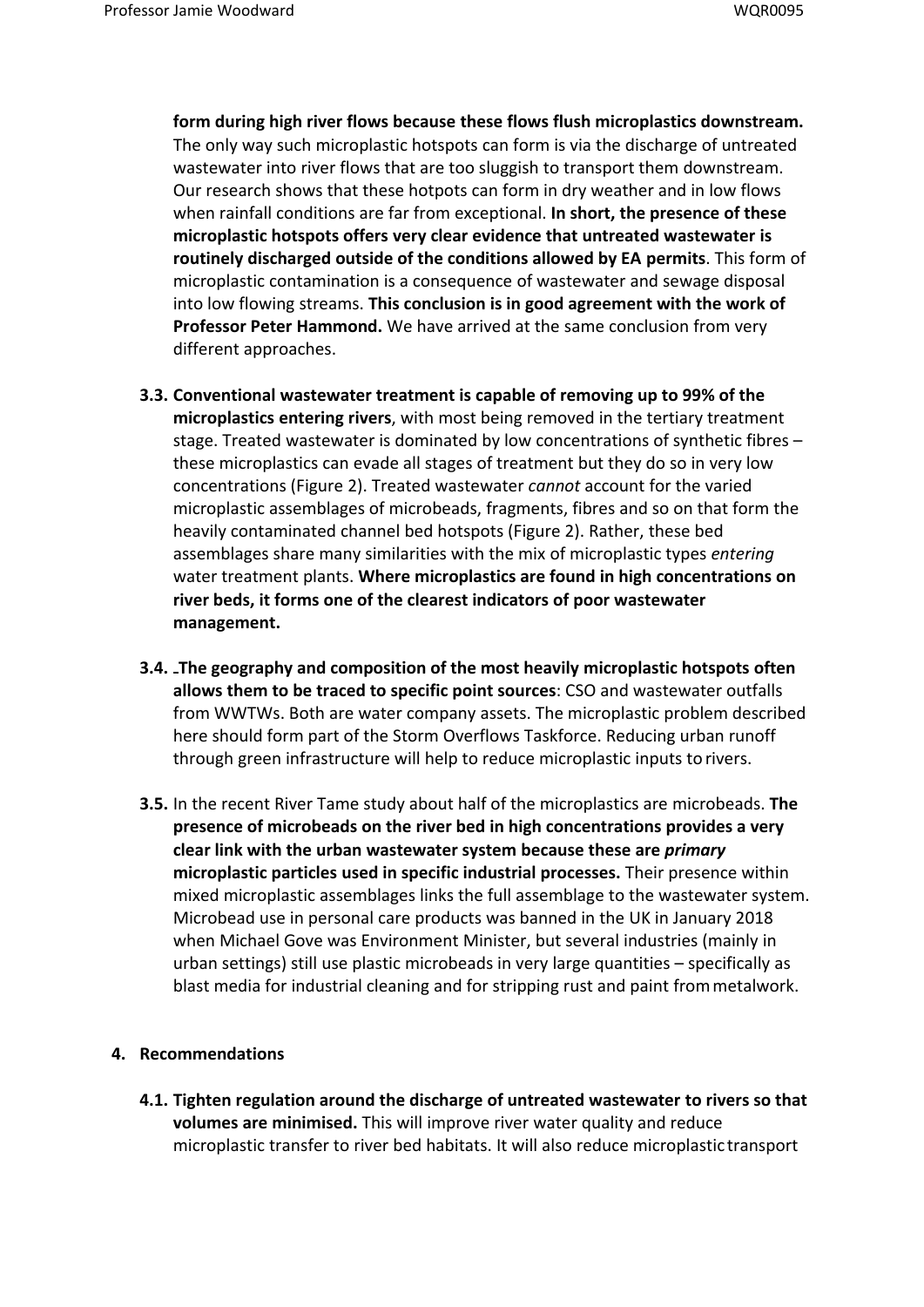**form during high river flows because these flows flush microplastics downstream.** The only way such microplastic hotspots can form is via the discharge of untreated wastewater into river flows that are too sluggish to transport them downstream. Our research shows that these hotpots can form in dry weather and in low flows when rainfall conditions are far from exceptional. **In short, the presence of these microplastic hotspots offers very clear evidence that untreated wastewater is routinely discharged outside of the conditions allowed by EA permits**. This form of microplastic contamination is a consequence of wastewater and sewage disposal into low flowing streams. **This conclusion is in good agreement with the work of Professor Peter Hammond.** We have arrived at the same conclusion from very different approaches.

**3.3. Conventional wastewater treatment is capable of removing up to 99% of the microplastics entering rivers**, with most being removed in the tertiary treatment stage. Treated wastewater is dominated by low concentrations of synthetic fibres – these microplastics can evade all stages of treatment but they do so in very low concentrations (Figure 2). Treated wastewater *cannot* account for the varied microplastic assemblages of microbeads, fragments, fibres and so on that form the heavily contaminated channel bed hotspots (Figure 2). Rather, these bed assemblages share many similarities with the mix of microplastic types *entering* water treatment plants. **Where microplastics are found in high concentrations on river beds, it forms one of the clearest indicators of poor wastewater management.**

**3.4. The geography and composition of the most heavily microplastic hotspots often allows them to be traced to specific point sources**: CSO and wastewater outfalls from WWTWs. Both are water company assets. The microplastic problem described here should form part of the Storm Overflows Taskforce. Reducing urban runoff through green infrastructure will help to reduce microplastic inputs to rivers.

**3.5.** In the recent River Tame study about half of the microplastics are microbeads. **The presence of microbeads on the river bed in high concentrations provides a very clear link with the urban wastewater system because these are *primary* microplastic particles used in specific industrial processes.** Their presence within mixed microplastic assemblages links the full assemblage to the wastewater system. Microbead use in personal care products was banned in the UK in January 2018 when Michael Gove was Environment Minister, but several industries (mainly in urban settings) still use plastic microbeads in very large quantities – specifically as blast media for industrial cleaning and for stripping rust and paint from metalwork.

## 4. Recommendations

**4.1. Tighten regulation around the discharge of untreated wastewater to rivers so that volumes are minimised.** This will improve river water quality and reduce microplastic transfer to river bed habitats. It will also reduce microplastic transport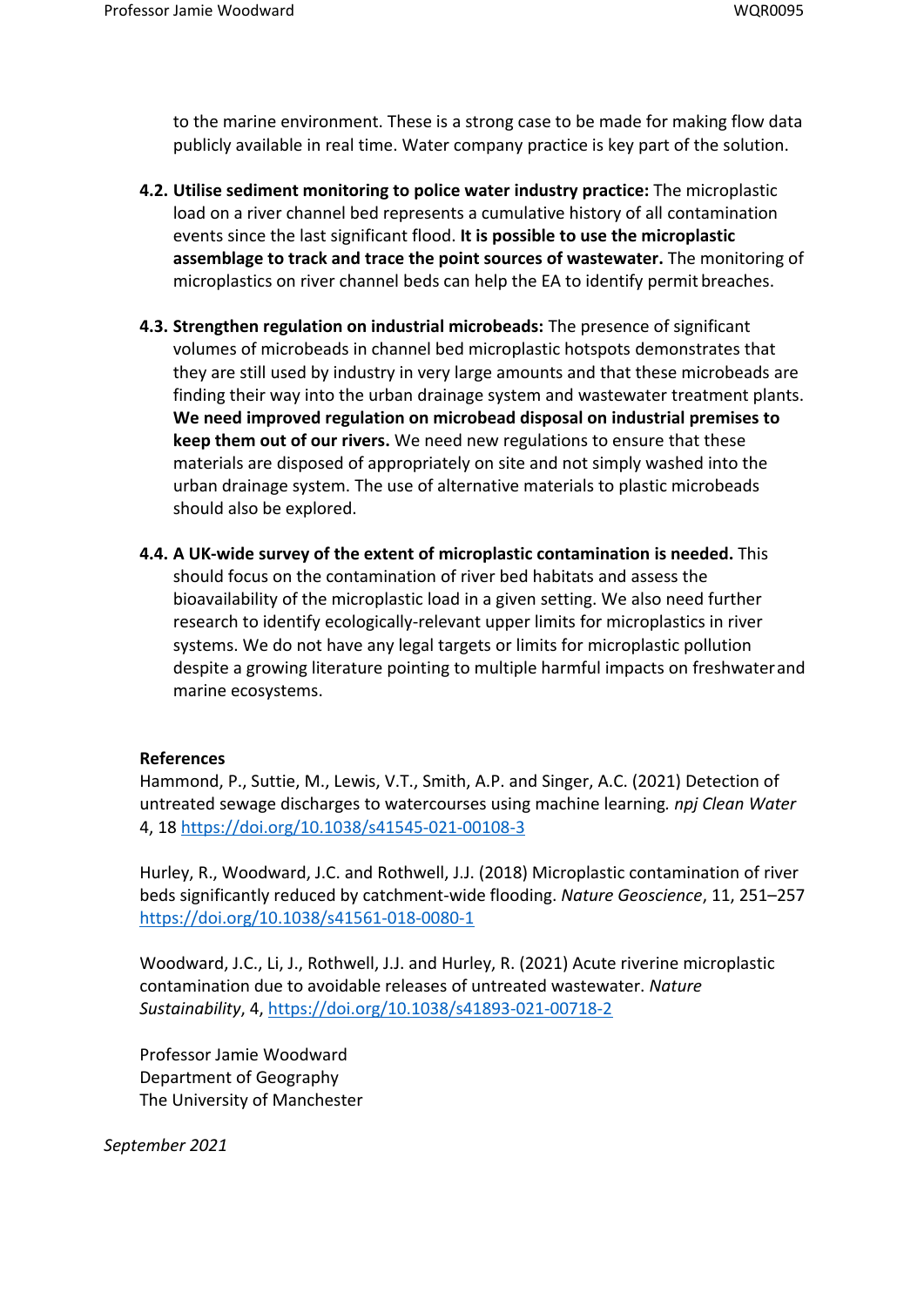to the marine environment. These is a strong case to be made for making flow data publicly available in real time. Water company practice is key part of the solution.

**4.2. Utilise sediment monitoring to police water industry practice:** The microplastic load on a river channel bed represents a cumulative history of all contamination events since the last significant flood. **It is possible to use the microplastic assemblage to track and trace the point sources of wastewater.** The monitoring of microplastics on river channel beds can help the EA to identify permit breaches.

**4.3. Strengthen regulation on industrial microbeads:** The presence of significant volumes of microbeads in channel bed microplastic hotspots demonstrates that they are still used by industry in very large amounts and that these microbeads are finding their way into the urban drainage system and wastewater treatment plants. **We need improved regulation on microbead disposal on industrial premises to keep them out of our rivers.** We need new regulations to ensure that these materials are disposed of appropriately on site and not simply washed into the urban drainage system. The use of alternative materials to plastic microbeads should also be explored.

**4.4. A UK-wide survey of the extent of microplastic contamination is needed.** This should focus on the contamination of river bed habitats and assess the bioavailability of the microplastic load in a given setting. We also need further research to identify ecologically-relevant upper limits for microplastics in river systems. We do not have any legal targets or limits for microplastic pollution despite a growing literature pointing to multiple harmful impacts on freshwater and marine ecosystems.

**References**

Hammond, P., Suttie, M., Lewis, V.T., Smith, A.P. and Singer, A.C. (2021) Detection of untreated sewage discharges to watercourses using machine learning. *npj Clean Water* 4, 18 https://doi.org/10.1038/s41545-021-00108-3

Hurley, R., Woodward, J.C. and Rothwell, J.J. (2018) Microplastic contamination of river beds significantly reduced by catchment-wide flooding. *Nature Geoscience*, 11, 251–257 https://doi.org/10.1038/s41561-018-0080-1

Woodward, J.C., Li, J., Rothwell, J.J. and Hurley, R. (2021) Acute riverine microplastic contamination due to avoidable releases of untreated wastewater. *Nature Sustainability*, 4, https://doi.org/10.1038/s41893-021-00718-2

Professor Jamie Woodward
Department of Geography
The University of Manchester

*September 2021*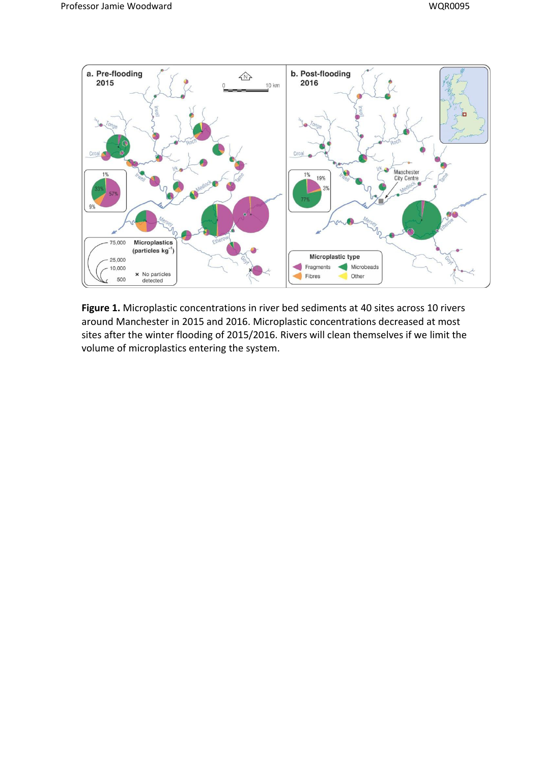**Figure 1.** Microplastic concentrations in river bed sediments at 40 sites across 10 rivers around Manchester in 2015 and 2016. Microplastic concentrations decreased at most sites after the winter flooding of 2015/2016. Rivers will clean themselves if we limit the volume of microplastics entering the system.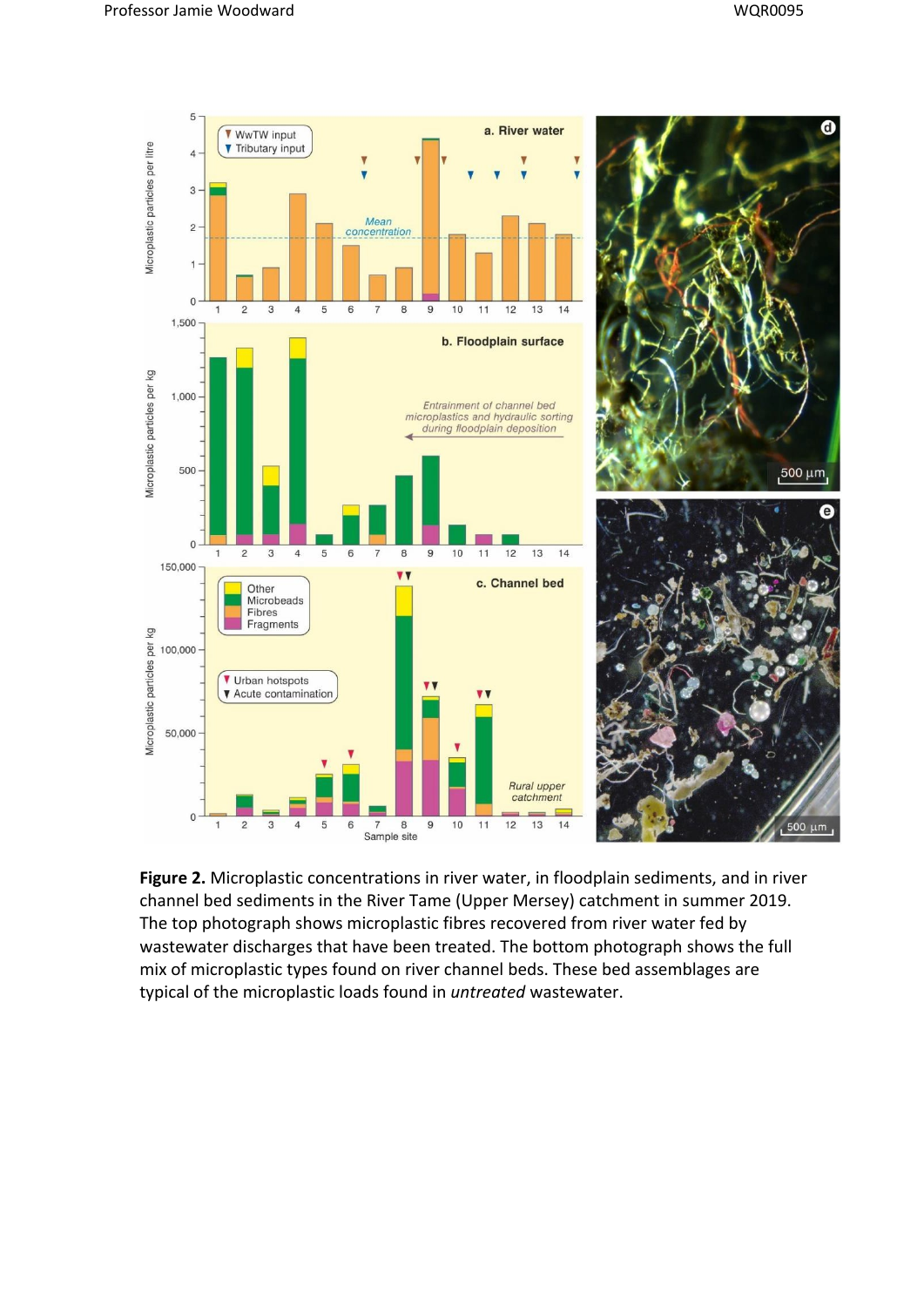5
4
3
2
1
0

Microplastic particles per litre

WwTW input
Tributary input

a. River water

Mean concentration

1 2 3 4 5 6 7 8 9 10 11 12 13 14

1,500
1,000
500
0

Microplastic particles per kg

b. Floodplain surface

Entrainment of channel bed microplastics and hydraulic sorting during floodplain deposition

1 2 3 4 5 6 7 8 9 10 11 12 13 14

150,000
100,000
50,000
0

Microplastic particles per kg

Other
Microbeads
Fibres
Fragments

Urban hotspots
Acute contamination

c. Channel bed

Rural upper catchment

1 2 3 4 5 6 7 8 9 10 11 12 13 14
Sample site

d

500 µm

e

500 µm

**Figure 2.** Microplastic concentrations in river water, in floodplain sediments, and in river channel bed sediments in the River Tame (Upper Mersey) catchment in summer 2019. The top photograph shows microplastic fibres recovered from river water fed by wastewater discharges that have been treated. The bottom photograph shows the full mix of microplastic types found on river channel beds. These bed assemblages are typical of the microplastic loads found in *untreated* wastewater.